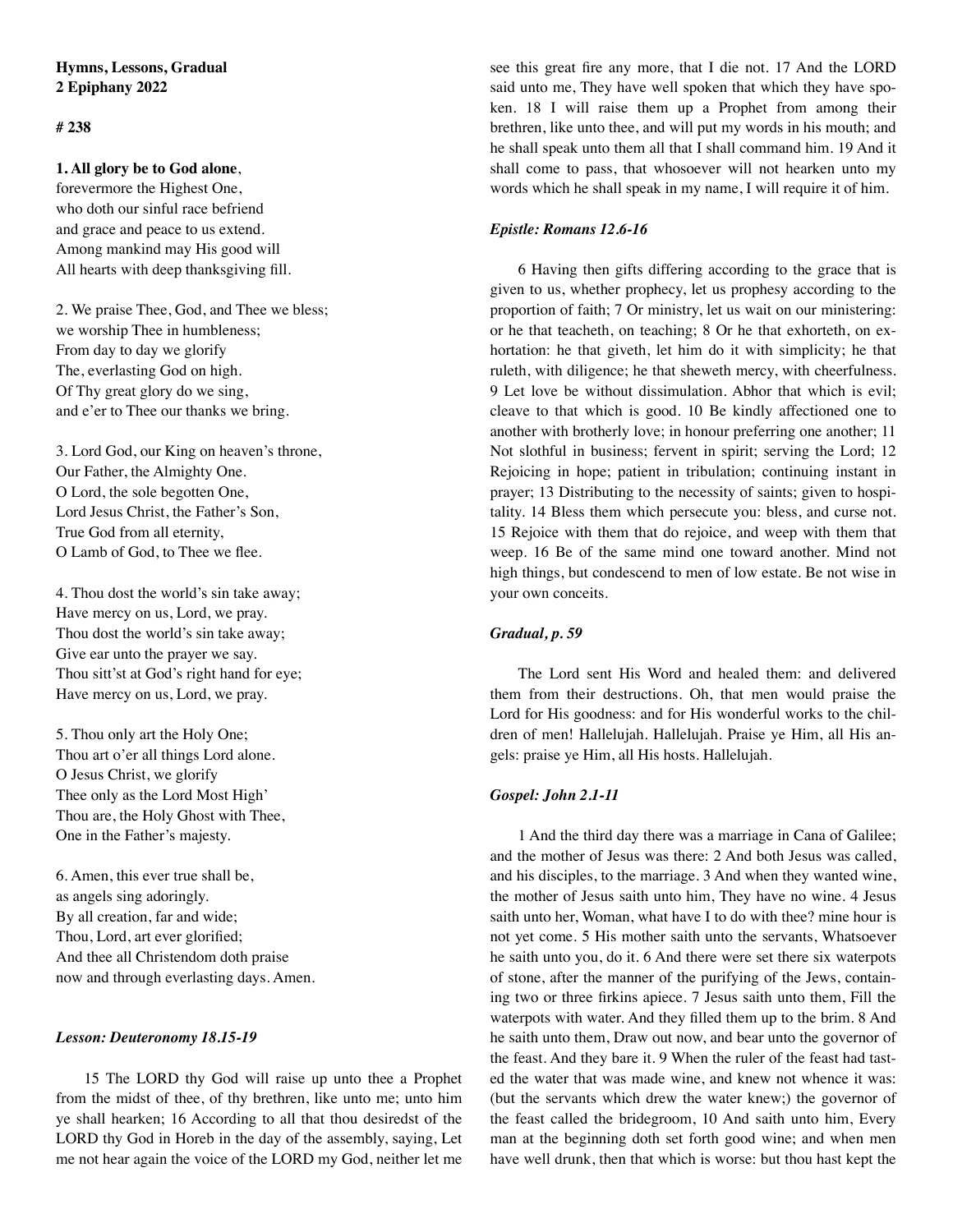**Hymns, Lessons, Gradual**
**2 Epiphany 2022**

**# 238**

**1. All glory be to God alone**,
forevermore the Highest One,
who doth our sinful race befriend
and grace and peace to us extend.
Among mankind may His good will
All hearts with deep thanksgiving fill.

2. We praise Thee, God, and Thee we bless;
we worship Thee in humbleness;
From day to day we glorify
The, everlasting God on high.
Of Thy great glory do we sing,
and e'er to Thee our thanks we bring.

3. Lord God, our King on heaven's throne,
Our Father, the Almighty One.
O Lord, the sole begotten One,
Lord Jesus Christ, the Father's Son,
True God from all eternity,
O Lamb of God, to Thee we flee.

4. Thou dost the world's sin take away;
Have mercy on us, Lord, we pray.
Thou dost the world's sin take away;
Give ear unto the prayer we say.
Thou sitt'st at God's right hand for eye;
Have mercy on us, Lord, we pray.

5. Thou only art the Holy One;
Thou art o'er all things Lord alone.
O Jesus Christ, we glorify
Thee only as the Lord Most High'
Thou are, the Holy Ghost with Thee,
One in the Father's majesty.

6. Amen, this ever true shall be,
as angels sing adoringly.
By all creation, far and wide;
Thou, Lord, art ever glorified;
And thee all Christendom doth praise
now and through everlasting days. Amen.

***Lesson: Deuteronomy 18.15-19***

15 The LORD thy God will raise up unto thee a Prophet from the midst of thee, of thy brethren, like unto me; unto him ye shall hearken; 16 According to all that thou desiredst of the LORD thy God in Horeb in the day of the assembly, saying, Let me not hear again the voice of the LORD my God, neither let me see this great fire any more, that I die not. 17 And the LORD said unto me, They have well spoken that which they have spoken. 18 I will raise them up a Prophet from among their brethren, like unto thee, and will put my words in his mouth; and he shall speak unto them all that I shall command him. 19 And it shall come to pass, that whosoever will not hearken unto my words which he shall speak in my name, I will require it of him.

***Epistle: Romans 12.6-16***

6 Having then gifts differing according to the grace that is given to us, whether prophecy, let us prophesy according to the proportion of faith; 7 Or ministry, let us wait on our ministering: or he that teacheth, on teaching; 8 Or he that exhorteth, on exhortation: he that giveth, let him do it with simplicity; he that ruleth, with diligence; he that sheweth mercy, with cheerfulness. 9 Let love be without dissimulation. Abhor that which is evil; cleave to that which is good. 10 Be kindly affectioned one to another with brotherly love; in honour preferring one another; 11 Not slothful in business; fervent in spirit; serving the Lord; 12 Rejoicing in hope; patient in tribulation; continuing instant in prayer; 13 Distributing to the necessity of saints; given to hospitality. 14 Bless them which persecute you: bless, and curse not. 15 Rejoice with them that do rejoice, and weep with them that weep. 16 Be of the same mind one toward another. Mind not high things, but condescend to men of low estate. Be not wise in your own conceits.

***Gradual, p. 59***

The Lord sent His Word and healed them: and delivered them from their destructions. Oh, that men would praise the Lord for His goodness: and for His wonderful works to the children of men! Hallelujah. Hallelujah. Praise ye Him, all His angels: praise ye Him, all His hosts. Hallelujah.

***Gospel: John 2.1-11***

1 And the third day there was a marriage in Cana of Galilee; and the mother of Jesus was there: 2 And both Jesus was called, and his disciples, to the marriage. 3 And when they wanted wine, the mother of Jesus saith unto him, They have no wine. 4 Jesus saith unto her, Woman, what have I to do with thee? mine hour is not yet come. 5 His mother saith unto the servants, Whatsoever he saith unto you, do it. 6 And there were set there six waterpots of stone, after the manner of the purifying of the Jews, containing two or three firkins apiece. 7 Jesus saith unto them, Fill the waterpots with water. And they filled them up to the brim. 8 And he saith unto them, Draw out now, and bear unto the governor of the feast. And they bare it. 9 When the ruler of the feast had tasted the water that was made wine, and knew not whence it was: (but the servants which drew the water knew;) the governor of the feast called the bridegroom, 10 And saith unto him, Every man at the beginning doth set forth good wine; and when men have well drunk, then that which is worse: but thou hast kept the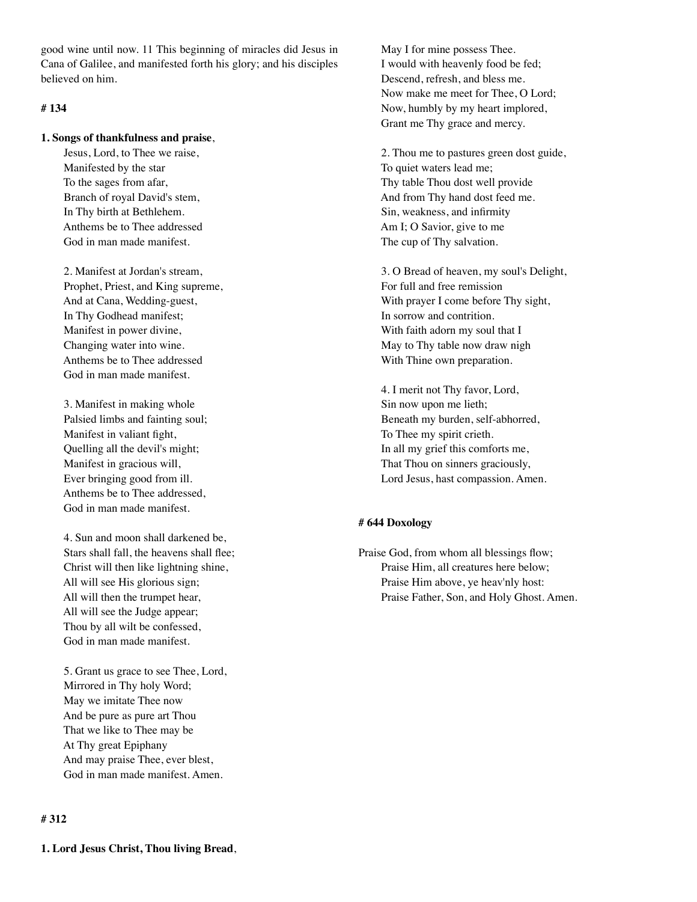good wine until now. 11 This beginning of miracles did Jesus in Cana of Galilee, and manifested forth his glory; and his disciples believed on him.

**# 134**

**1. Songs of thankfulness and praise**,
Jesus, Lord, to Thee we raise,
Manifested by the star
To the sages from afar,
Branch of royal David's stem,
In Thy birth at Bethlehem.
Anthems be to Thee addressed
God in man made manifest.

2. Manifest at Jordan's stream,
Prophet, Priest, and King supreme,
And at Cana, Wedding-guest,
In Thy Godhead manifest;
Manifest in power divine,
Changing water into wine.
Anthems be to Thee addressed
God in man made manifest.

3. Manifest in making whole
Palsied limbs and fainting soul;
Manifest in valiant fight,
Quelling all the devil's might;
Manifest in gracious will,
Ever bringing good from ill.
Anthems be to Thee addressed,
God in man made manifest.

4. Sun and moon shall darkened be,
Stars shall fall, the heavens shall flee;
Christ will then like lightning shine,
All will see His glorious sign;
All will then the trumpet hear,
All will see the Judge appear;
Thou by all wilt be confessed,
God in man made manifest.

5. Grant us grace to see Thee, Lord,
Mirrored in Thy holy Word;
May we imitate Thee now
And be pure as pure art Thou
That we like to Thee may be
At Thy great Epiphany
And may praise Thee, ever blest,
God in man made manifest. Amen.

**# 312**

**1. Lord Jesus Christ, Thou living Bread**,
May I for mine possess Thee.
I would with heavenly food be fed;
Descend, refresh, and bless me.
Now make me meet for Thee, O Lord;
Now, humbly by my heart implored,
Grant me Thy grace and mercy.

2. Thou me to pastures green dost guide,
To quiet waters lead me;
Thy table Thou dost well provide
And from Thy hand dost feed me.
Sin, weakness, and infirmity
Am I; O Savior, give to me
The cup of Thy salvation.

3. O Bread of heaven, my soul's Delight,
For full and free remission
With prayer I come before Thy sight,
In sorrow and contrition.
With faith adorn my soul that I
May to Thy table now draw nigh
With Thine own preparation.

4. I merit not Thy favor, Lord,
Sin now upon me lieth;
Beneath my burden, self-abhorred,
To Thee my spirit crieth.
In all my grief this comforts me,
That Thou on sinners graciously,
Lord Jesus, hast compassion. Amen.

**# 644 Doxology**

Praise God, from whom all blessings flow;
Praise Him, all creatures here below;
Praise Him above, ye heav'nly host:
Praise Father, Son, and Holy Ghost. Amen.